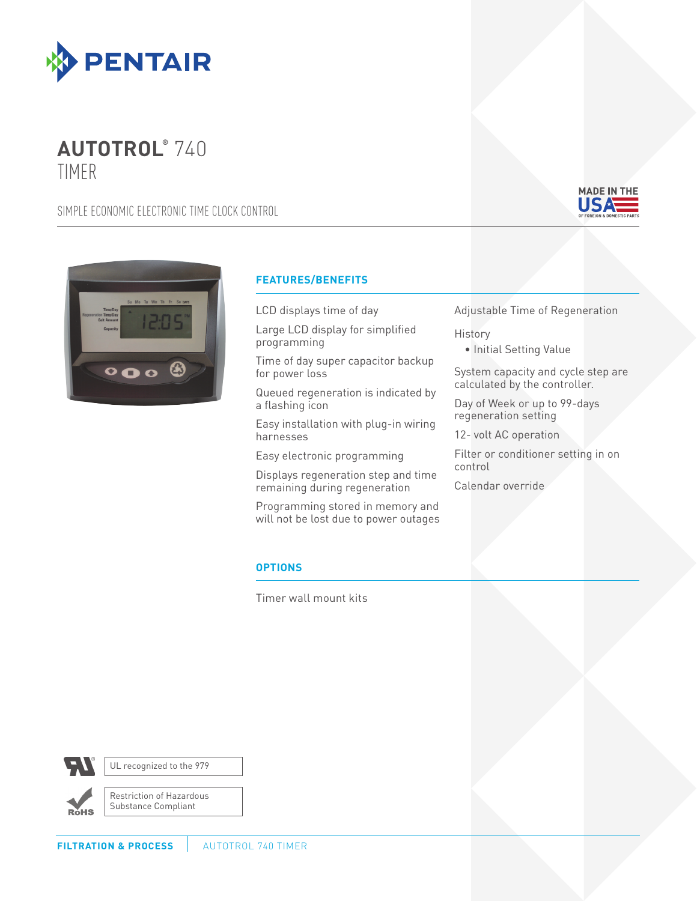# AUTOTROL® 740 TIMER

SIMPLE ECONOMIC ELECTRONIC TIME CLOCK CONTROL

MADE IN THE USA OF FOREIGN & DOMESTIC PARTS

## FEATURES/BENEFITS

LCD displays time of day

Large LCD display for simplified programming

Time of day super capacitor backup for power loss

Queued regeneration is indicated by a flashing icon

Easy installation with plug-in wiring harnesses

Easy electronic programming

Displays regeneration step and time remaining during regeneration

Programming stored in memory and will not be lost due to power outages

Adjustable Time of Regeneration

History

- Initial Setting Value

System capacity and cycle step are calculated by the controller.

Day of Week or up to 99-days regeneration setting

12- volt AC operation

Filter or conditioner setting in on control

Calendar override

## OPTIONS

Timer wall mount kits

UL recognized to the 979

Restriction of Hazardous Substance Compliant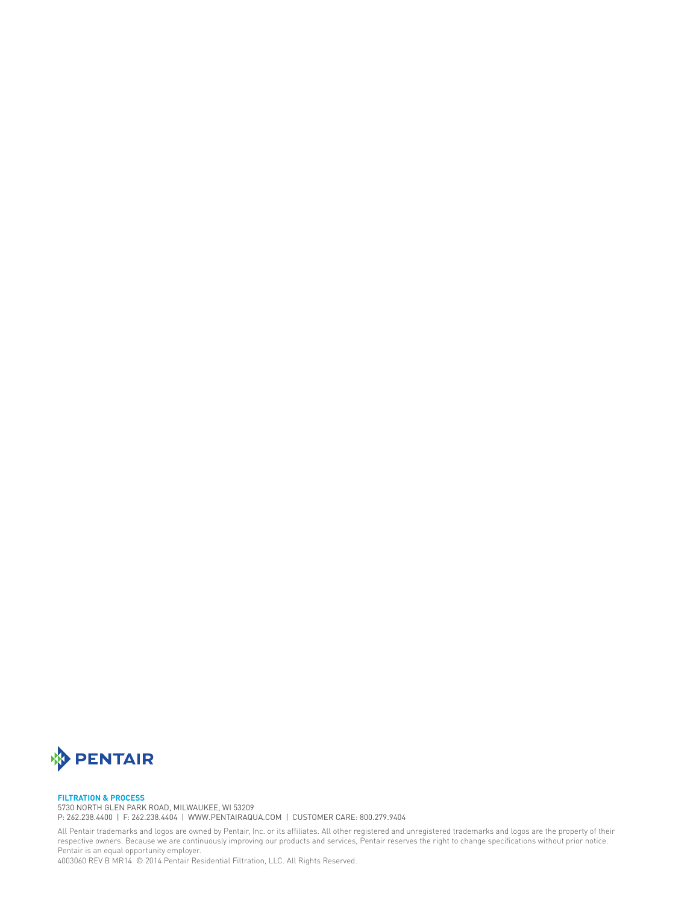PENTAIR

**FILTRATION & PROCESS**

5730 NORTH GLEN PARK ROAD, MILWAUKEE, WI 53209

P: 262.238.4400 | F: 262.238.4404 | WWW.PENTAIRAQUA.COM | CUSTOMER CARE: 800.279.9404

All Pentair trademarks and logos are owned by Pentair, Inc. or its affiliates. All other registered and unregistered trademarks and logos are the property of their respective owners. Because we are continuously improving our products and services, Pentair reserves the right to change specifications without prior notice. Pentair is an equal opportunity employer.

4003060 REV B MR14 © 2014 Pentair Residential Filtration, LLC. All Rights Reserved.